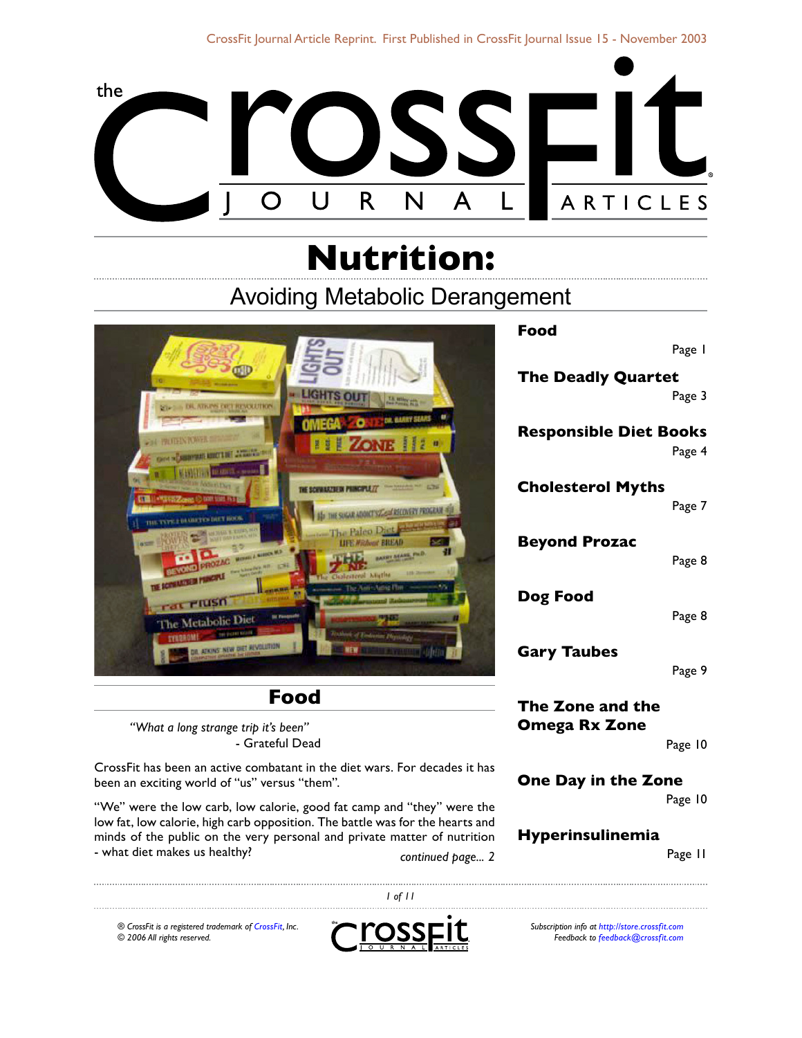CrossFit Journal Article Reprint. First Published in CrossFit Journal Issue 15 - November 2003

# Nutrition:

## Avoiding Metabolic Derangement

**Food** — Page 1

**The Deadly Quartet** — Page 3

**Responsible Diet Books** — Page 4

**Cholesterol Myths** — Page 7

**Beyond Prozac** — Page 8

**Dog Food** — Page 8

**Gary Taubes** — Page 9

**The Zone and the Omega Rx Zone** — Page 10

**One Day in the Zone** — Page 10

**Hyperinsulinemia** — Page 11

## Food

*"What a long strange trip it's been"*
- Grateful Dead

CrossFit has been an active combatant in the diet wars. For decades it has been an exciting world of "us" versus "them".

"We" were the low carb, low calorie, good fat camp and "they" were the low fat, low calorie, high carb opposition. The battle was for the hearts and minds of the public on the very personal and private matter of nutrition - what diet makes us healthy?

*continued page... 2*

® CrossFit is a registered trademark of CrossFit, Inc.
© 2006 All rights reserved.

Subscription info at http://store.crossfit.com
Feedback to feedback@crossfit.com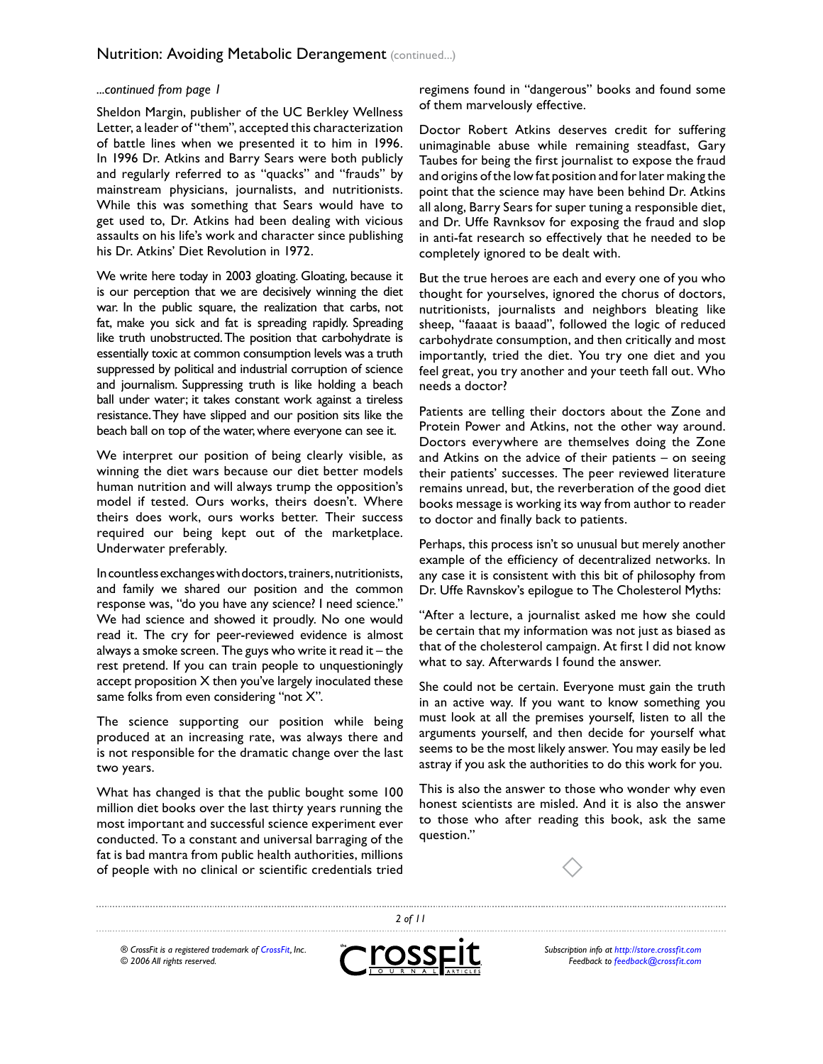*...continued from page 1*

Sheldon Margin, publisher of the UC Berkley Wellness Letter, a leader of "them", accepted this characterization of battle lines when we presented it to him in 1996. In 1996 Dr. Atkins and Barry Sears were both publicly and regularly referred to as "quacks" and "frauds" by mainstream physicians, journalists, and nutritionists. While this was something that Sears would have to get used to, Dr. Atkins had been dealing with vicious assaults on his life's work and character since publishing his Dr. Atkins' Diet Revolution in 1972.

We write here today in 2003 gloating. Gloating, because it is our perception that we are decisively winning the diet war. In the public square, the realization that carbs, not fat, make you sick and fat is spreading rapidly. Spreading like truth unobstructed. The position that carbohydrate is essentially toxic at common consumption levels was a truth suppressed by political and industrial corruption of science and journalism. Suppressing truth is like holding a beach ball under water; it takes constant work against a tireless resistance. They have slipped and our position sits like the beach ball on top of the water, where everyone can see it.

We interpret our position of being clearly visible, as winning the diet wars because our diet better models human nutrition and will always trump the opposition's model if tested. Ours works, theirs doesn't. Where theirs does work, ours works better. Their success required our being kept out of the marketplace. Underwater preferably.

In countless exchanges with doctors, trainers, nutritionists, and family we shared our position and the common response was, "do you have any science? I need science." We had science and showed it proudly. No one would read it. The cry for peer-reviewed evidence is almost always a smoke screen. The guys who write it read it – the rest pretend. If you can train people to unquestioningly accept proposition X then you've largely inoculated these same folks from even considering "not X".

The science supporting our position while being produced at an increasing rate, was always there and is not responsible for the dramatic change over the last two years.

What has changed is that the public bought some 100 million diet books over the last thirty years running the most important and successful science experiment ever conducted. To a constant and universal barraging of the fat is bad mantra from public health authorities, millions of people with no clinical or scientific credentials tried regimens found in "dangerous" books and found some of them marvelously effective.

Doctor Robert Atkins deserves credit for suffering unimaginable abuse while remaining steadfast, Gary Taubes for being the first journalist to expose the fraud and origins of the low fat position and for later making the point that the science may have been behind Dr. Atkins all along, Barry Sears for super tuning a responsible diet, and Dr. Uffe Ravnksov for exposing the fraud and slop in anti-fat research so effectively that he needed to be completely ignored to be dealt with.

But the true heroes are each and every one of you who thought for yourselves, ignored the chorus of doctors, nutritionists, journalists and neighbors bleating like sheep, "faaaat is baaad", followed the logic of reduced carbohydrate consumption, and then critically and most importantly, tried the diet. You try one diet and you feel great, you try another and your teeth fall out. Who needs a doctor?

Patients are telling their doctors about the Zone and Protein Power and Atkins, not the other way around. Doctors everywhere are themselves doing the Zone and Atkins on the advice of their patients – on seeing their patients' successes. The peer reviewed literature remains unread, but, the reverberation of the good diet books message is working its way from author to reader to doctor and finally back to patients.

Perhaps, this process isn't so unusual but merely another example of the efficiency of decentralized networks. In any case it is consistent with this bit of philosophy from Dr. Uffe Ravnskov's epilogue to The Cholesterol Myths:

"After a lecture, a journalist asked me how she could be certain that my information was not just as biased as that of the cholesterol campaign. At first I did not know what to say. Afterwards I found the answer.

She could not be certain. Everyone must gain the truth in an active way. If you want to know something you must look at all the premises yourself, listen to all the arguments yourself, and then decide for yourself what seems to be the most likely answer. You may easily be led astray if you ask the authorities to do this work for you.

This is also the answer to those who wonder why even honest scientists are misled. And it is also the answer to those who after reading this book, ask the same question."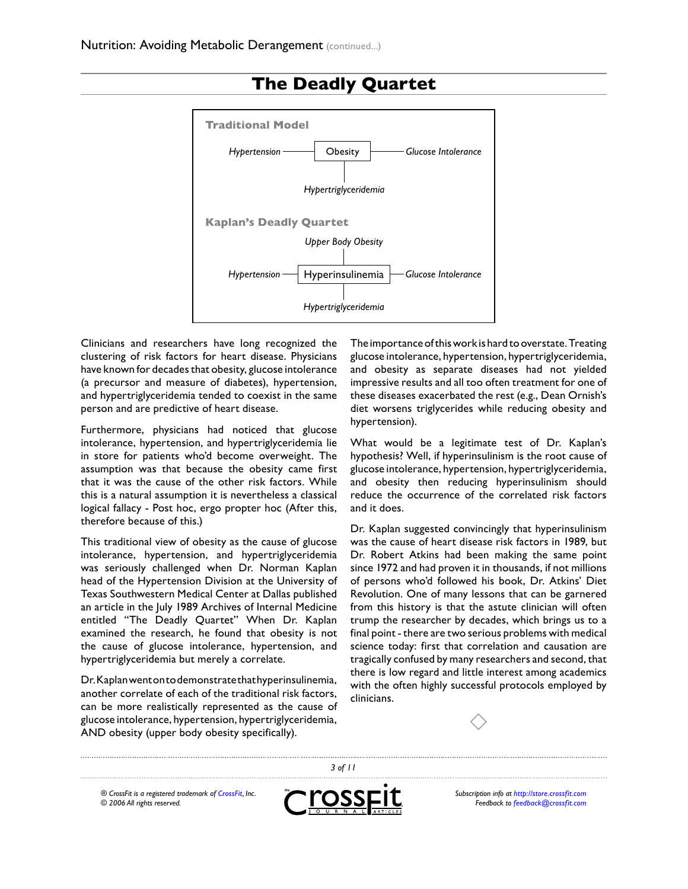## The Deadly Quartet

**Traditional Model**

*Hypertension* — Obesity — *Glucose Intolerance*

| 

*Hypertriglyceridemia*

**Kaplan's Deadly Quartet**

*Upper Body Obesity*

|

*Hypertension* — Hyperinsulinemia — *Glucose Intolerance*

|

*Hypertriglyceridemia*

Clinicians and researchers have long recognized the clustering of risk factors for heart disease. Physicians have known for decades that obesity, glucose intolerance (a precursor and measure of diabetes), hypertension, and hypertriglyceridemia tended to coexist in the same person and are predictive of heart disease.

Furthermore, physicians had noticed that glucose intolerance, hypertension, and hypertriglyceridemia lie in store for patients who'd become overweight. The assumption was that because the obesity came first that it was the cause of the other risk factors. While this is a natural assumption it is nevertheless a classical logical fallacy - Post hoc, ergo propter hoc (After this, therefore because of this.)

This traditional view of obesity as the cause of glucose intolerance, hypertension, and hypertriglyceridemia was seriously challenged when Dr. Norman Kaplan head of the Hypertension Division at the University of Texas Southwestern Medical Center at Dallas published an article in the July 1989 Archives of Internal Medicine entitled "The Deadly Quartet" When Dr. Kaplan examined the research, he found that obesity is not the cause of glucose intolerance, hypertension, and hypertriglyceridemia but merely a correlate.

Dr. Kaplan went on to demonstrate that hyperinsulinemia, another correlate of each of the traditional risk factors, can be more realistically represented as the cause of glucose intolerance, hypertension, hypertriglyceridemia, AND obesity (upper body obesity specifically).

The importance of this work is hard to overstate. Treating glucose intolerance, hypertension, hypertriglyceridemia, and obesity as separate diseases had not yielded impressive results and all too often treatment for one of these diseases exacerbated the rest (e.g., Dean Ornish's diet worsens triglycerides while reducing obesity and hypertension).

What would be a legitimate test of Dr. Kaplan's hypothesis? Well, if hyperinsulinism is the root cause of glucose intolerance, hypertension, hypertriglyceridemia, and obesity then reducing hyperinsulinism should reduce the occurrence of the correlated risk factors and it does.

Dr. Kaplan suggested convincingly that hyperinsulinism was the cause of heart disease risk factors in 1989, but Dr. Robert Atkins had been making the same point since 1972 and had proven it in thousands, if not millions of persons who'd followed his book, Dr. Atkins' Diet Revolution. One of many lessons that can be garnered from this history is that the astute clinician will often trump the researcher by decades, which brings us to a final point - there are two serious problems with medical science today: first that correlation and causation are tragically confused by many researchers and second, that there is low regard and little interest among academics with the often highly successful protocols employed by clinicians.

◇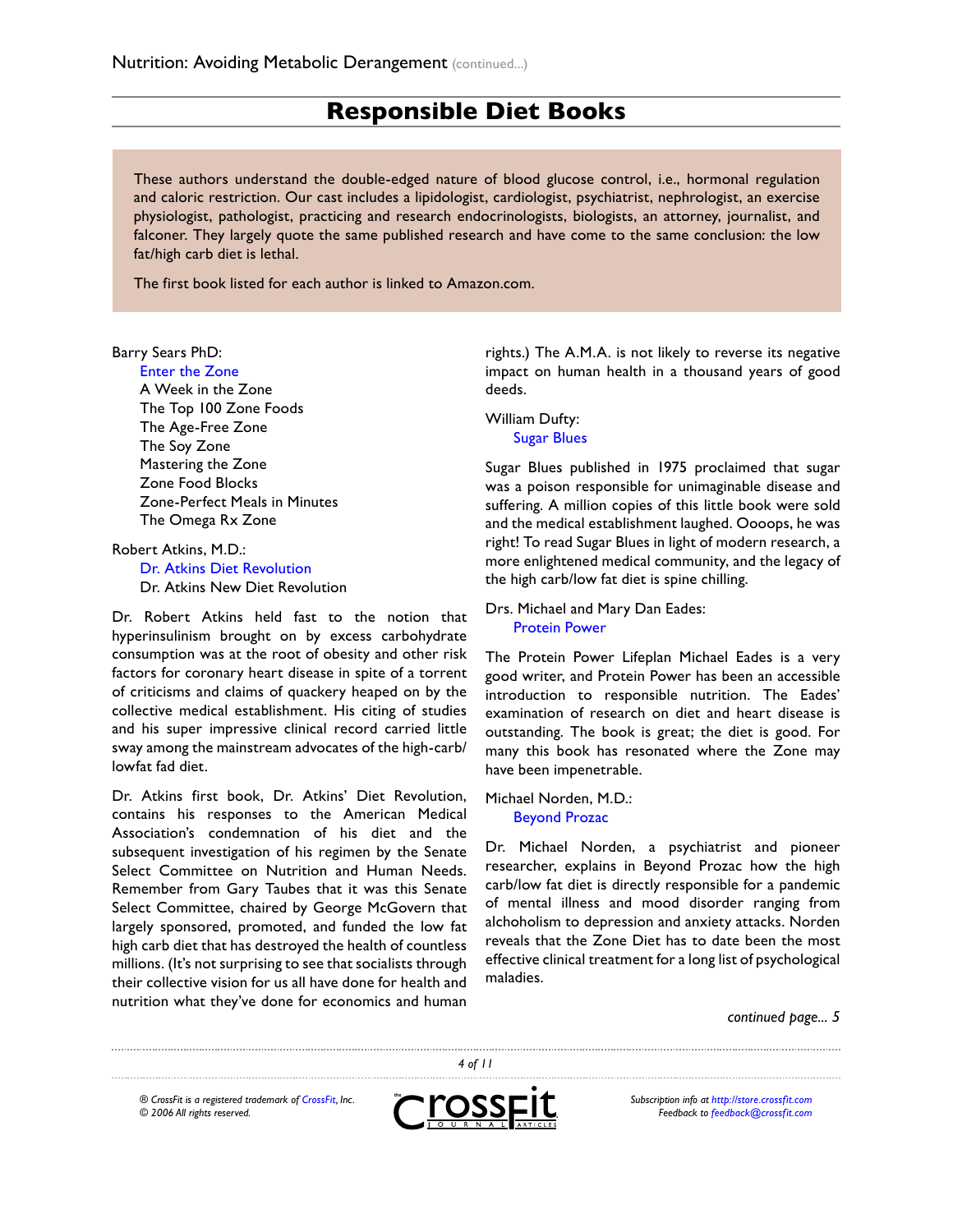# Responsible Diet Books

These authors understand the double-edged nature of blood glucose control, i.e., hormonal regulation and caloric restriction. Our cast includes a lipidologist, cardiologist, psychiatrist, nephrologist, an exercise physiologist, pathologist, practicing and research endocrinologists, biologists, an attorney, journalist, and falconer. They largely quote the same published research and have come to the same conclusion: the low fat/high carb diet is lethal.

The first book listed for each author is linked to Amazon.com.

Barry Sears PhD:

- Enter the Zone
- A Week in the Zone
- The Top 100 Zone Foods
- The Age-Free Zone
- The Soy Zone
- Mastering the Zone
- Zone Food Blocks
- Zone-Perfect Meals in Minutes
- The Omega Rx Zone

Robert Atkins, M.D.:

- Dr. Atkins Diet Revolution
- Dr. Atkins New Diet Revolution

Dr. Robert Atkins held fast to the notion that hyperinsulinism brought on by excess carbohydrate consumption was at the root of obesity and other risk factors for coronary heart disease in spite of a torrent of criticisms and claims of quackery heaped on by the collective medical establishment. His citing of studies and his super impressive clinical record carried little sway among the mainstream advocates of the high-carb/lowfat fad diet.

Dr. Atkins first book, Dr. Atkins' Diet Revolution, contains his responses to the American Medical Association's condemnation of his diet and the subsequent investigation of his regimen by the Senate Select Committee on Nutrition and Human Needs. Remember from Gary Taubes that it was this Senate Select Committee, chaired by George McGovern that largely sponsored, promoted, and funded the low fat high carb diet that has destroyed the health of countless millions. (It's not surprising to see that socialists through their collective vision for us all have done for health and nutrition what they've done for economics and human rights.) The A.M.A. is not likely to reverse its negative impact on human health in a thousand years of good deeds.

William Dufty:

- Sugar Blues

Sugar Blues published in 1975 proclaimed that sugar was a poison responsible for unimaginable disease and suffering. A million copies of this little book were sold and the medical establishment laughed. Oooops, he was right! To read Sugar Blues in light of modern research, a more enlightened medical community, and the legacy of the high carb/low fat diet is spine chilling.

Drs. Michael and Mary Dan Eades:

- Protein Power

The Protein Power Lifeplan Michael Eades is a very good writer, and Protein Power has been an accessible introduction to responsible nutrition. The Eades' examination of research on diet and heart disease is outstanding. The book is great; the diet is good. For many this book has resonated where the Zone may have been impenetrable.

Michael Norden, M.D.:

- Beyond Prozac

Dr. Michael Norden, a psychiatrist and pioneer researcher, explains in Beyond Prozac how the high carb/low fat diet is directly responsible for a pandemic of mental illness and mood disorder ranging from alchoholism to depression and anxiety attacks. Norden reveals that the Zone Diet has to date been the most effective clinical treatment for a long list of psychological maladies.

*continued page... 5*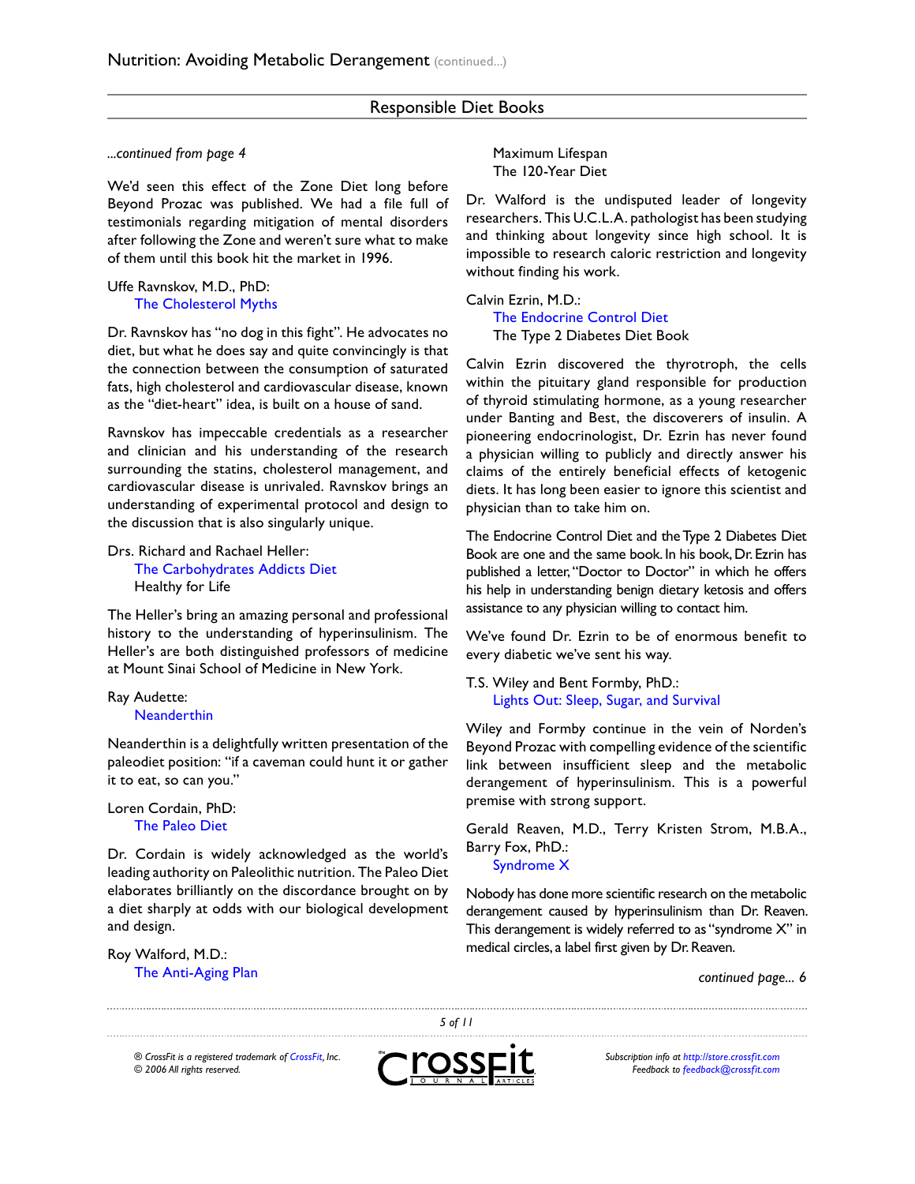## Responsible Diet Books

*...continued from page 4*

We'd seen this effect of the Zone Diet long before Beyond Prozac was published. We had a file full of testimonials regarding mitigation of mental disorders after following the Zone and weren't sure what to make of them until this book hit the market in 1996.

Uffe Ravnskov, M.D., PhD:
The Cholesterol Myths

Dr. Ravnskov has "no dog in this fight". He advocates no diet, but what he does say and quite convincingly is that the connection between the consumption of saturated fats, high cholesterol and cardiovascular disease, known as the "diet-heart" idea, is built on a house of sand.

Ravnskov has impeccable credentials as a researcher and clinician and his understanding of the research surrounding the statins, cholesterol management, and cardiovascular disease is unrivaled. Ravnskov brings an understanding of experimental protocol and design to the discussion that is also singularly unique.

Drs. Richard and Rachael Heller:
The Carbohydrates Addicts Diet
Healthy for Life

The Heller's bring an amazing personal and professional history to the understanding of hyperinsulinism. The Heller's are both distinguished professors of medicine at Mount Sinai School of Medicine in New York.

Ray Audette:
Neanderthin

Neanderthin is a delightfully written presentation of the paleodiet position: "if a caveman could hunt it or gather it to eat, so can you."

Loren Cordain, PhD:
The Paleo Diet

Dr. Cordain is widely acknowledged as the world's leading authority on Paleolithic nutrition. The Paleo Diet elaborates brilliantly on the discordance brought on by a diet sharply at odds with our biological development and design.

Roy Walford, M.D.:
The Anti-Aging Plan
Maximum Lifespan
The 120-Year Diet

Dr. Walford is the undisputed leader of longevity researchers. This U.C.L.A. pathologist has been studying and thinking about longevity since high school. It is impossible to research caloric restriction and longevity without finding his work.

Calvin Ezrin, M.D.:
The Endocrine Control Diet
The Type 2 Diabetes Diet Book

Calvin Ezrin discovered the thyrotroph, the cells within the pituitary gland responsible for production of thyroid stimulating hormone, as a young researcher under Banting and Best, the discoverers of insulin. A pioneering endocrinologist, Dr. Ezrin has never found a physician willing to publicly and directly answer his claims of the entirely beneficial effects of ketogenic diets. It has long been easier to ignore this scientist and physician than to take him on.

The Endocrine Control Diet and the Type 2 Diabetes Diet Book are one and the same book. In his book, Dr. Ezrin has published a letter, "Doctor to Doctor" in which he offers his help in understanding benign dietary ketosis and offers assistance to any physician willing to contact him.

We've found Dr. Ezrin to be of enormous benefit to every diabetic we've sent his way.

T.S. Wiley and Bent Formby, PhD.:
Lights Out: Sleep, Sugar, and Survival

Wiley and Formby continue in the vein of Norden's Beyond Prozac with compelling evidence of the scientific link between insufficient sleep and the metabolic derangement of hyperinsulinism. This is a powerful premise with strong support.

Gerald Reaven, M.D., Terry Kristen Strom, M.B.A., Barry Fox, PhD.:
Syndrome X

Nobody has done more scientific research on the metabolic derangement caused by hyperinsulinism than Dr. Reaven. This derangement is widely referred to as "syndrome X" in medical circles, a label first given by Dr. Reaven.

*continued page... 6*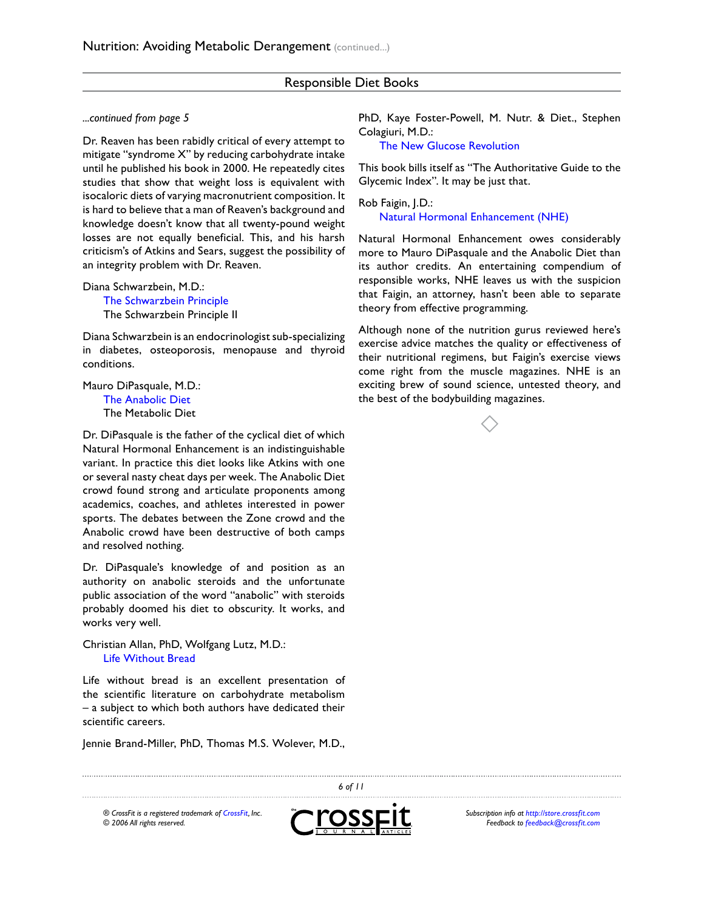## Responsible Diet Books

*...continued from page 5*

Dr. Reaven has been rabidly critical of every attempt to mitigate "syndrome X" by reducing carbohydrate intake until he published his book in 2000. He repeatedly cites studies that show that weight loss is equivalent with isocaloric diets of varying macronutrient composition. It is hard to believe that a man of Reaven's background and knowledge doesn't know that all twenty-pound weight losses are not equally beneficial. This, and his harsh criticism's of Atkins and Sears, suggest the possibility of an integrity problem with Dr. Reaven.

Diana Schwarzbein, M.D.:
    The Schwarzbein Principle
    The Schwarzbein Principle II

Diana Schwarzbein is an endocrinologist sub-specializing in diabetes, osteoporosis, menopause and thyroid conditions.

Mauro DiPasquale, M.D.:
    The Anabolic Diet
    The Metabolic Diet

Dr. DiPasquale is the father of the cyclical diet of which Natural Hormonal Enhancement is an indistinguishable variant. In practice this diet looks like Atkins with one or several nasty cheat days per week. The Anabolic Diet crowd found strong and articulate proponents among academics, coaches, and athletes interested in power sports. The debates between the Zone crowd and the Anabolic crowd have been destructive of both camps and resolved nothing.

Dr. DiPasquale's knowledge of and position as an authority on anabolic steroids and the unfortunate public association of the word "anabolic" with steroids probably doomed his diet to obscurity. It works, and works very well.

Christian Allan, PhD, Wolfgang Lutz, M.D.:
    Life Without Bread

Life without bread is an excellent presentation of the scientific literature on carbohydrate metabolism – a subject to which both authors have dedicated their scientific careers.

Jennie Brand-Miller, PhD, Thomas M.S. Wolever, M.D., PhD, Kaye Foster-Powell, M. Nutr. & Diet., Stephen Colagiuri, M.D.:
    The New Glucose Revolution

This book bills itself as "The Authoritative Guide to the Glycemic Index". It may be just that.

Rob Faigin, J.D.:
    Natural Hormonal Enhancement (NHE)

Natural Hormonal Enhancement owes considerably more to Mauro DiPasquale and the Anabolic Diet than its author credits. An entertaining compendium of responsible works, NHE leaves us with the suspicion that Faigin, an attorney, hasn't been able to separate theory from effective programming.

Although none of the nutrition gurus reviewed here's exercise advice matches the quality or effectiveness of their nutritional regimens, but Faigin's exercise views come right from the muscle magazines. NHE is an exciting brew of sound science, untested theory, and the best of the bodybuilding magazines.

◇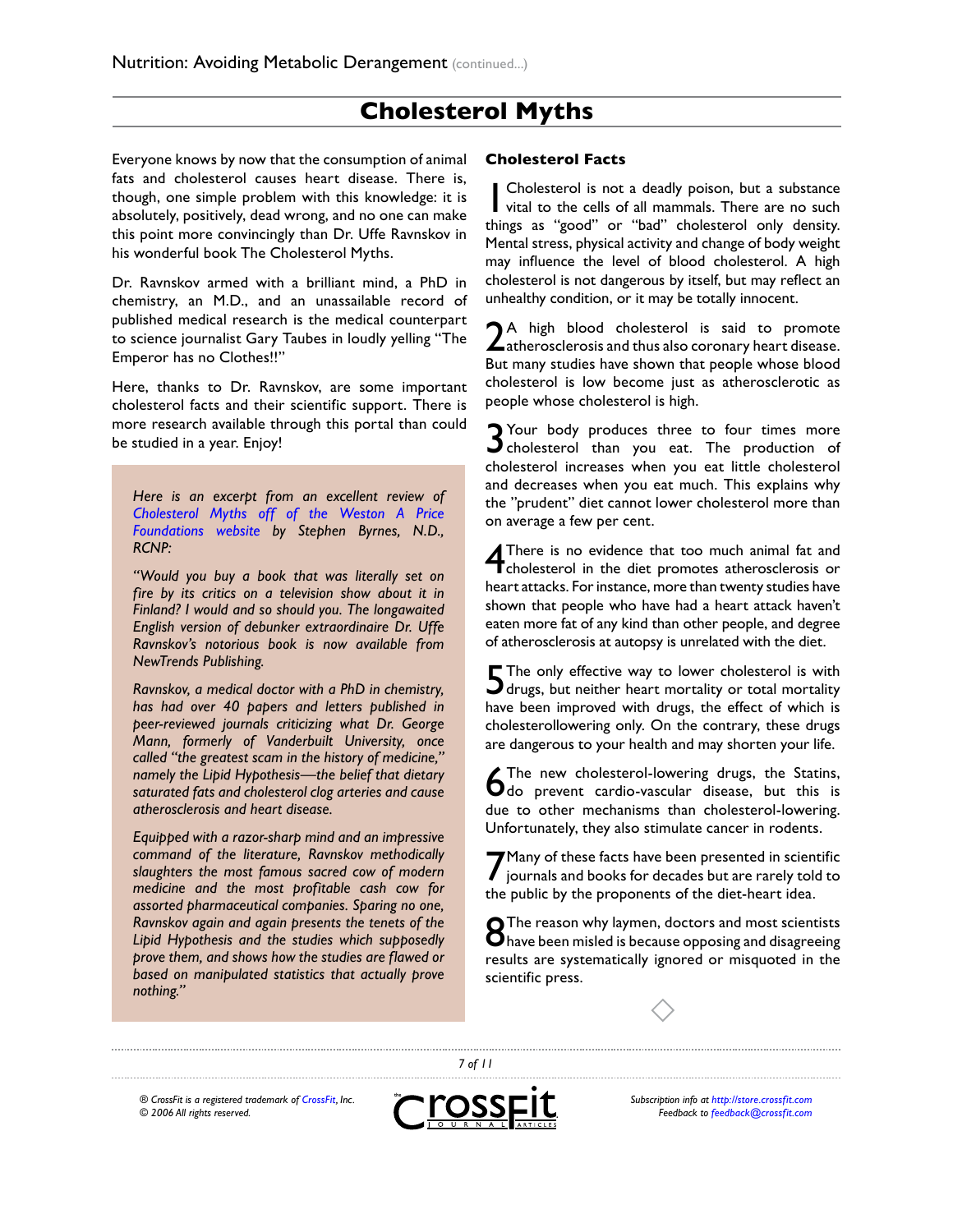# Cholesterol Myths

Everyone knows by now that the consumption of animal fats and cholesterol causes heart disease. There is, though, one simple problem with this knowledge: it is absolutely, positively, dead wrong, and no one can make this point more convincingly than Dr. Uffe Ravnskov in his wonderful book The Cholesterol Myths.

Dr. Ravnskov armed with a brilliant mind, a PhD in chemistry, an M.D., and an unassailable record of published medical research is the medical counterpart to science journalist Gary Taubes in loudly yelling "The Emperor has no Clothes!!"

Here, thanks to Dr. Ravnskov, are some important cholesterol facts and their scientific support. There is more research available through this portal than could be studied in a year. Enjoy!

> *Here is an excerpt from an excellent review of Cholesterol Myths off of the Weston A Price Foundations website by Stephen Byrnes, N.D., RCNP:*
>
> *"Would you buy a book that was literally set on fire by its critics on a television show about it in Finland? I would and so should you. The longawaited English version of debunker extraordinaire Dr. Uffe Ravnskov's notorious book is now available from NewTrends Publishing.*
>
> *Ravnskov, a medical doctor with a PhD in chemistry, has had over 40 papers and letters published in peer-reviewed journals criticizing what Dr. George Mann, formerly of Vanderbuilt University, once called "the greatest scam in the history of medicine," namely the Lipid Hypothesis—the belief that dietary saturated fats and cholesterol clog arteries and cause atherosclerosis and heart disease.*
>
> *Equipped with a razor-sharp mind and an impressive command of the literature, Ravnskov methodically slaughters the most famous sacred cow of modern medicine and the most profitable cash cow for assorted pharmaceutical companies. Sparing no one, Ravnskov again and again presents the tenets of the Lipid Hypothesis and the studies which supposedly prove them, and shows how the studies are flawed or based on manipulated statistics that actually prove nothing."*

## Cholesterol Facts

1. Cholesterol is not a deadly poison, but a substance vital to the cells of all mammals. There are no such things as "good" or "bad" cholesterol only density. Mental stress, physical activity and change of body weight may influence the level of blood cholesterol. A high cholesterol is not dangerous by itself, but may reflect an unhealthy condition, or it may be totally innocent.

2. A high blood cholesterol is said to promote atherosclerosis and thus also coronary heart disease. But many studies have shown that people whose blood cholesterol is low become just as atherosclerotic as people whose cholesterol is high.

3. Your body produces three to four times more cholesterol than you eat. The production of cholesterol increases when you eat little cholesterol and decreases when you eat much. This explains why the "prudent" diet cannot lower cholesterol more than on average a few per cent.

4. There is no evidence that too much animal fat and cholesterol in the diet promotes atherosclerosis or heart attacks. For instance, more than twenty studies have shown that people who have had a heart attack haven't eaten more fat of any kind than other people, and degree of atherosclerosis at autopsy is unrelated with the diet.

5. The only effective way to lower cholesterol is with drugs, but neither heart mortality or total mortality have been improved with drugs, the effect of which is cholesterollowering only. On the contrary, these drugs are dangerous to your health and may shorten your life.

6. The new cholesterol-lowering drugs, the Statins, do prevent cardio-vascular disease, but this is due to other mechanisms than cholesterol-lowering. Unfortunately, they also stimulate cancer in rodents.

7. Many of these facts have been presented in scientific journals and books for decades but are rarely told to the public by the proponents of the diet-heart idea.

8. The reason why laymen, doctors and most scientists have been misled is because opposing and disagreeing results are systematically ignored or misquoted in the scientific press.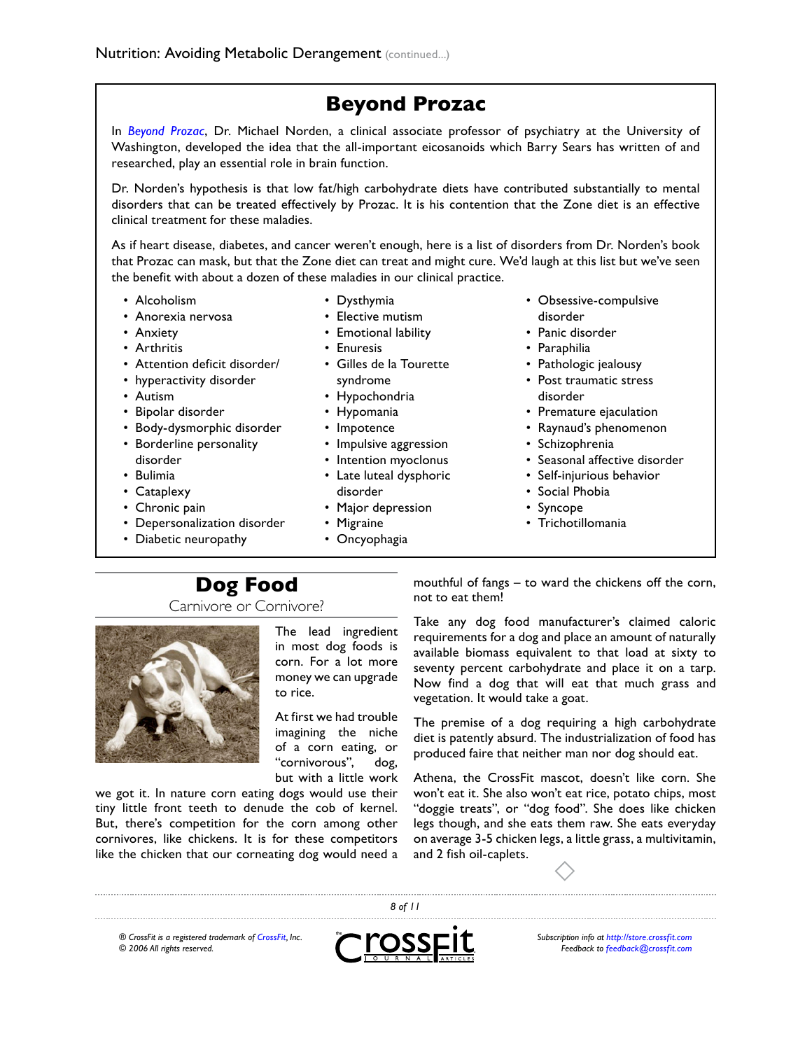## Beyond Prozac

In *Beyond Prozac*, Dr. Michael Norden, a clinical associate professor of psychiatry at the University of Washington, developed the idea that the all-important eicosanoids which Barry Sears has written of and researched, play an essential role in brain function.

Dr. Norden's hypothesis is that low fat/high carbohydrate diets have contributed substantially to mental disorders that can be treated effectively by Prozac. It is his contention that the Zone diet is an effective clinical treatment for these maladies.

As if heart disease, diabetes, and cancer weren't enough, here is a list of disorders from Dr. Norden's book that Prozac can mask, but that the Zone diet can treat and might cure. We'd laugh at this list but we've seen the benefit with about a dozen of these maladies in our clinical practice.

- Alcoholism
- Anorexia nervosa
- Anxiety
- Arthritis
- Attention deficit disorder/
- hyperactivity disorder
- Autism
- Bipolar disorder
- Body-dysmorphic disorder
- Borderline personality disorder
- Bulimia
- Cataplexy
- Chronic pain
- Depersonalization disorder
- Diabetic neuropathy
- Dysthymia
- Elective mutism
- Emotional lability
- Enuresis
- Gilles de la Tourette syndrome
- Hypochondria
- Hypomania
- Impotence
- Impulsive aggression
- Intention myoclonus
- Late luteal dysphoric disorder
- Major depression
- Migraine
- Oncyophagia
- Obsessive-compulsive disorder
- Panic disorder
- Paraphilia
- Pathologic jealousy
- Post traumatic stress disorder
- Premature ejaculation
- Raynaud's phenomenon
- Schizophrenia
- Seasonal affective disorder
- Self-injurious behavior
- Social Phobia
- Syncope
- Trichotillomania

## Dog Food

Carnivore or Cornivore?

The lead ingredient in most dog foods is corn. For a lot more money we can upgrade to rice.

At first we had trouble imagining the niche of a corn eating, or "cornivorous", dog, but with a little work we got it. In nature corn eating dogs would use their tiny little front teeth to denude the cob of kernel. But, there's competition for the corn among other cornivores, like chickens. It is for these competitors like the chicken that our corneating dog would need a mouthful of fangs – to ward the chickens off the corn, not to eat them!

Take any dog food manufacturer's claimed caloric requirements for a dog and place an amount of naturally available biomass equivalent to that load at sixty to seventy percent carbohydrate and place it on a tarp. Now find a dog that will eat that much grass and vegetation. It would take a goat.

The premise of a dog requiring a high carbohydrate diet is patently absurd. The industrialization of food has produced faire that neither man nor dog should eat.

Athena, the CrossFit mascot, doesn't like corn. She won't eat it. She also won't eat rice, potato chips, most "doggie treats", or "dog food". She does like chicken legs though, and she eats them raw. She eats everyday on average 3-5 chicken legs, a little grass, a multivitamin, and 2 fish oil-caplets.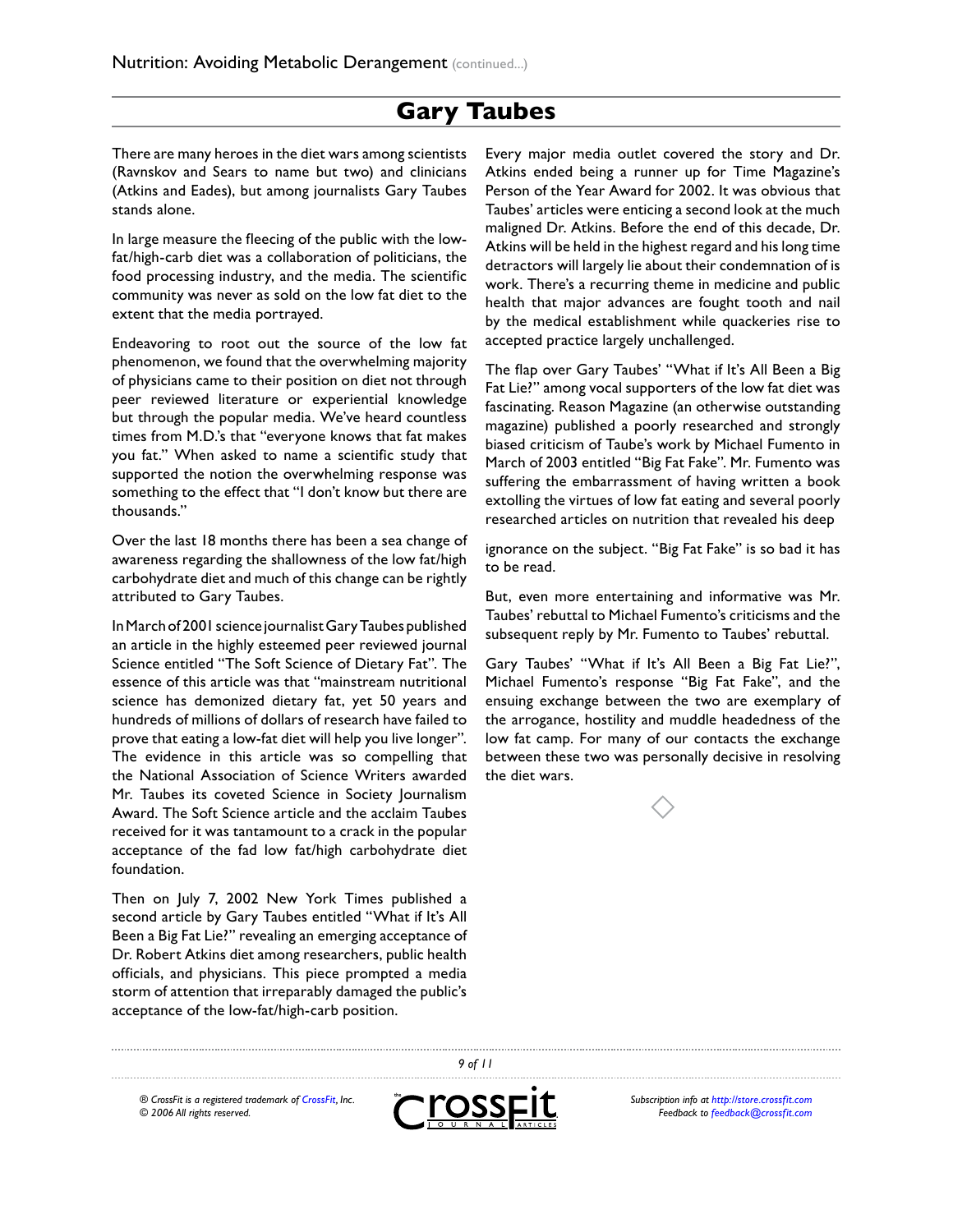## Gary Taubes

There are many heroes in the diet wars among scientists (Ravnskov and Sears to name but two) and clinicians (Atkins and Eades), but among journalists Gary Taubes stands alone.

In large measure the fleecing of the public with the low-fat/high-carb diet was a collaboration of politicians, the food processing industry, and the media. The scientific community was never as sold on the low fat diet to the extent that the media portrayed.

Endeavoring to root out the source of the low fat phenomenon, we found that the overwhelming majority of physicians came to their position on diet not through peer reviewed literature or experiential knowledge but through the popular media. We've heard countless times from M.D.'s that "everyone knows that fat makes you fat." When asked to name a scientific study that supported the notion the overwhelming response was something to the effect that "I don't know but there are thousands."

Over the last 18 months there has been a sea change of awareness regarding the shallowness of the low fat/high carbohydrate diet and much of this change can be rightly attributed to Gary Taubes.

In March of 2001 science journalist Gary Taubes published an article in the highly esteemed peer reviewed journal Science entitled "The Soft Science of Dietary Fat". The essence of this article was that "mainstream nutritional science has demonized dietary fat, yet 50 years and hundreds of millions of dollars of research have failed to prove that eating a low-fat diet will help you live longer". The evidence in this article was so compelling that the National Association of Science Writers awarded Mr. Taubes its coveted Science in Society Journalism Award. The Soft Science article and the acclaim Taubes received for it was tantamount to a crack in the popular acceptance of the fad low fat/high carbohydrate diet foundation.

Then on July 7, 2002 New York Times published a second article by Gary Taubes entitled "What if It's All Been a Big Fat Lie?" revealing an emerging acceptance of Dr. Robert Atkins diet among researchers, public health officials, and physicians. This piece prompted a media storm of attention that irreparably damaged the public's acceptance of the low-fat/high-carb position.

Every major media outlet covered the story and Dr. Atkins ended being a runner up for Time Magazine's Person of the Year Award for 2002. It was obvious that Taubes' articles were enticing a second look at the much maligned Dr. Atkins. Before the end of this decade, Dr. Atkins will be held in the highest regard and his long time detractors will largely lie about their condemnation of is work. There's a recurring theme in medicine and public health that major advances are fought tooth and nail by the medical establishment while quackeries rise to accepted practice largely unchallenged.

The flap over Gary Taubes' "What if It's All Been a Big Fat Lie?" among vocal supporters of the low fat diet was fascinating. Reason Magazine (an otherwise outstanding magazine) published a poorly researched and strongly biased criticism of Taube's work by Michael Fumento in March of 2003 entitled "Big Fat Fake". Mr. Fumento was suffering the embarrassment of having written a book extolling the virtues of low fat eating and several poorly researched articles on nutrition that revealed his deep ignorance on the subject. "Big Fat Fake" is so bad it has to be read.

But, even more entertaining and informative was Mr. Taubes' rebuttal to Michael Fumento's criticisms and the subsequent reply by Mr. Fumento to Taubes' rebuttal.

Gary Taubes' "What if It's All Been a Big Fat Lie?", Michael Fumento's response "Big Fat Fake", and the ensuing exchange between the two are exemplary of the arrogance, hostility and muddle headedness of the low fat camp. For many of our contacts the exchange between these two was personally decisive in resolving the diet wars.

◇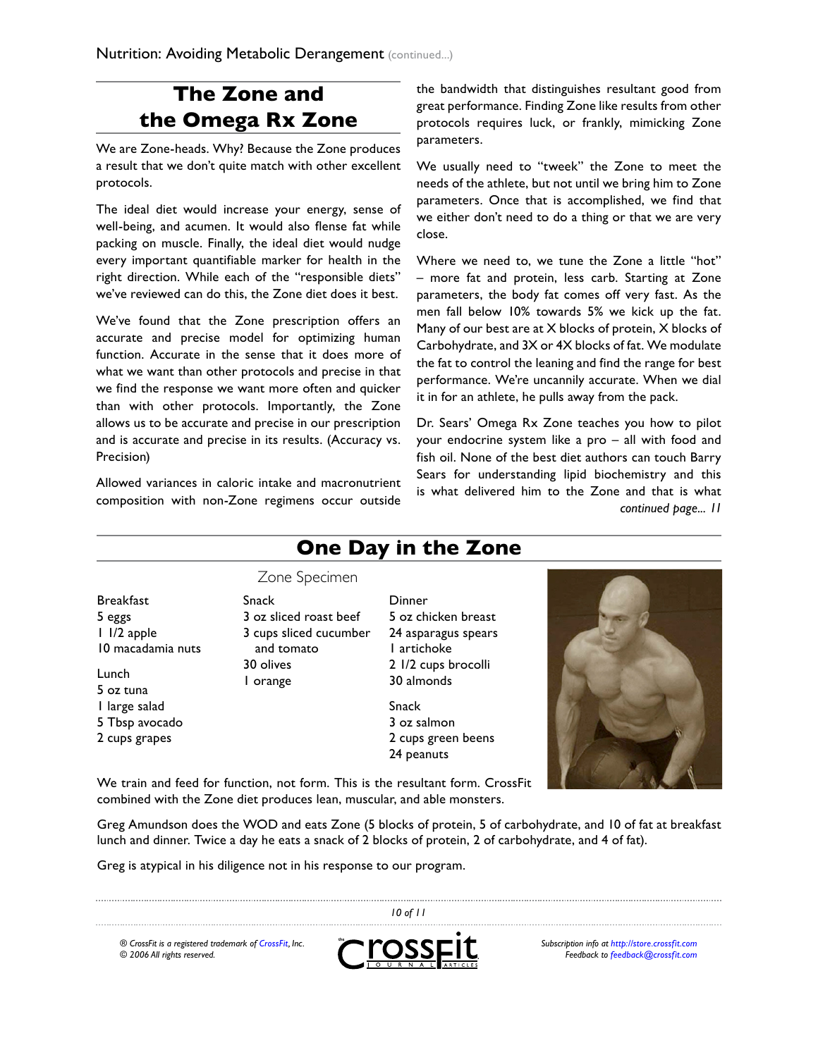## The Zone and the Omega Rx Zone

We are Zone-heads. Why? Because the Zone produces a result that we don't quite match with other excellent protocols.

The ideal diet would increase your energy, sense of well-being, and acumen. It would also flense fat while packing on muscle. Finally, the ideal diet would nudge every important quantifiable marker for health in the right direction. While each of the "responsible diets" we've reviewed can do this, the Zone diet does it best.

We've found that the Zone prescription offers an accurate and precise model for optimizing human function. Accurate in the sense that it does more of what we want than other protocols and precise in that we find the response we want more often and quicker than with other protocols. Importantly, the Zone allows us to be accurate and precise in our prescription and is accurate and precise in its results. (Accuracy vs. Precision)

Allowed variances in caloric intake and macronutrient composition with non-Zone regimens occur outside the bandwidth that distinguishes resultant good from great performance. Finding Zone like results from other protocols requires luck, or frankly, mimicking Zone parameters.

We usually need to "tweek" the Zone to meet the needs of the athlete, but not until we bring him to Zone parameters. Once that is accomplished, we find that we either don't need to do a thing or that we are very close.

Where we need to, we tune the Zone a little "hot" – more fat and protein, less carb. Starting at Zone parameters, the body fat comes off very fast. As the men fall below 10% towards 5% we kick up the fat. Many of our best are at X blocks of protein, X blocks of Carbohydrate, and 3X or 4X blocks of fat. We modulate the fat to control the leaning and find the range for best performance. We're uncannily accurate. When we dial it in for an athlete, he pulls away from the pack.

Dr. Sears' Omega Rx Zone teaches you how to pilot your endocrine system like a pro – all with food and fish oil. None of the best diet authors can touch Barry Sears for understanding lipid biochemistry and this is what delivered him to the Zone and that is what

*continued page... 11*

## One Day in the Zone

Zone Specimen

**Breakfast**
- 5 eggs
- 1 1/2 apple
- 10 macadamia nuts

**Lunch**
- 5 oz tuna
- 1 large salad
- 5 Tbsp avocado
- 2 cups grapes

**Snack**
- 3 oz sliced roast beef
- 3 cups sliced cucumber and tomato
- 30 olives
- 1 orange

**Dinner**
- 5 oz chicken breast
- 24 asparagus spears
- 1 artichoke
- 2 1/2 cups brocolli
- 30 almonds

**Snack**
- 3 oz salmon
- 2 cups green beens
- 24 peanuts

We train and feed for function, not form. This is the resultant form. CrossFit combined with the Zone diet produces lean, muscular, and able monsters.

Greg Amundson does the WOD and eats Zone (5 blocks of protein, 5 of carbohydrate, and 10 of fat at breakfast lunch and dinner. Twice a day he eats a snack of 2 blocks of protein, 2 of carbohydrate, and 4 of fat).

Greg is atypical in his diligence not in his response to our program.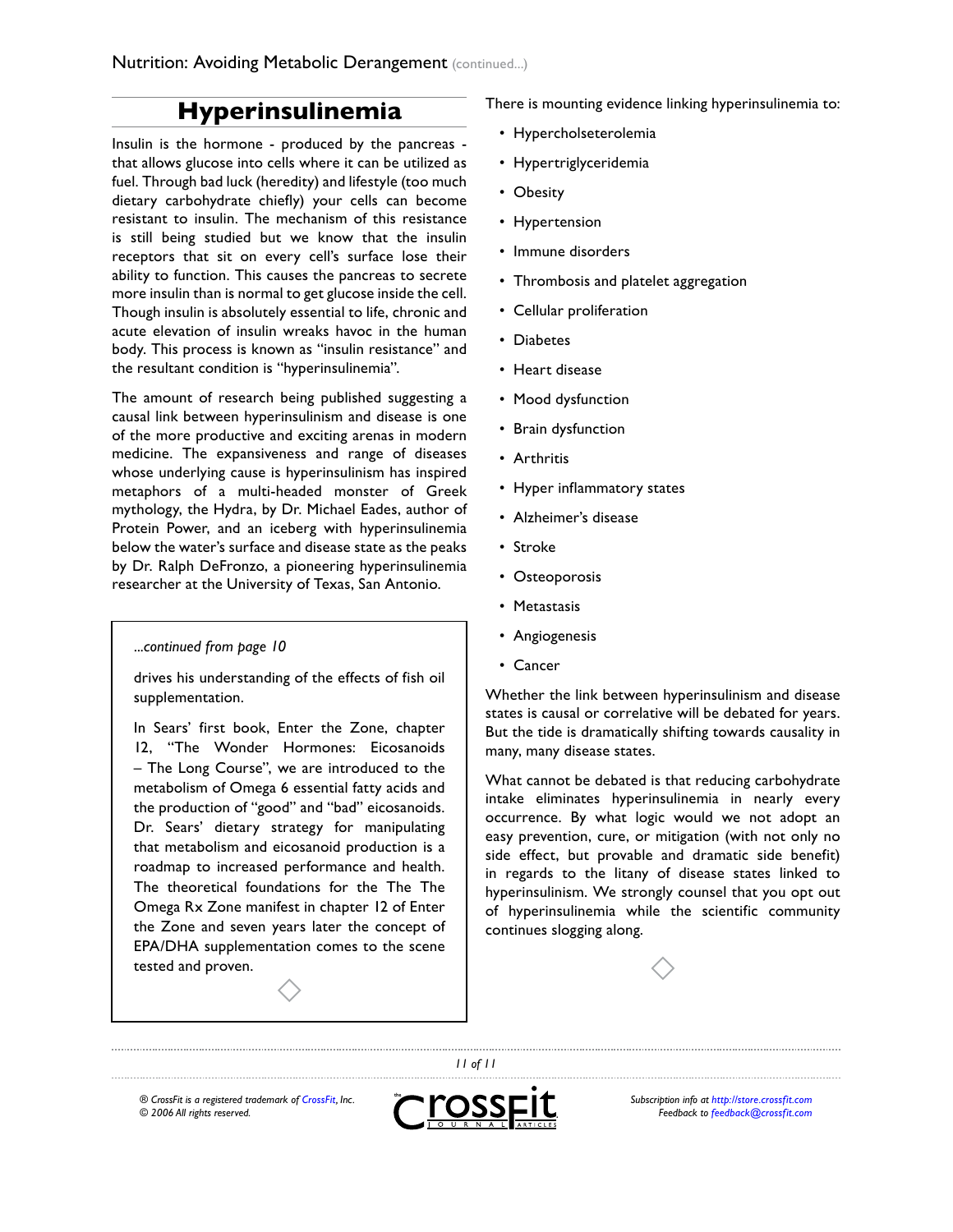## Hyperinsulinemia

Insulin is the hormone - produced by the pancreas - that allows glucose into cells where it can be utilized as fuel. Through bad luck (heredity) and lifestyle (too much dietary carbohydrate chiefly) your cells can become resistant to insulin. The mechanism of this resistance is still being studied but we know that the insulin receptors that sit on every cell's surface lose their ability to function. This causes the pancreas to secrete more insulin than is normal to get glucose inside the cell. Though insulin is absolutely essential to life, chronic and acute elevation of insulin wreaks havoc in the human body. This process is known as "insulin resistance" and the resultant condition is "hyperinsulinemia".

The amount of research being published suggesting a causal link between hyperinsulinism and disease is one of the more productive and exciting arenas in modern medicine. The expansiveness and range of diseases whose underlying cause is hyperinsulinism has inspired metaphors of a multi-headed monster of Greek mythology, the Hydra, by Dr. Michael Eades, author of Protein Power, and an iceberg with hyperinsulinemia below the water's surface and disease state as the peaks by Dr. Ralph DeFronzo, a pioneering hyperinsulinemia researcher at the University of Texas, San Antonio.

There is mounting evidence linking hyperinsulinemia to:

- Hypercholseterolemia
- Hypertriglyceridemia
- Obesity
- Hypertension
- Immune disorders
- Thrombosis and platelet aggregation
- Cellular proliferation
- Diabetes
- Heart disease
- Mood dysfunction
- Brain dysfunction
- Arthritis
- Hyper inflammatory states
- Alzheimer's disease
- Stroke
- Osteoporosis
- Metastasis
- Angiogenesis
- Cancer

Whether the link between hyperinsulinism and disease states is causal or correlative will be debated for years. But the tide is dramatically shifting towards causality in many, many disease states.

What cannot be debated is that reducing carbohydrate intake eliminates hyperinsulinemia in nearly every occurrence. By what logic would we not adopt an easy prevention, cure, or mitigation (with not only no side effect, but provable and dramatic side benefit) in regards to the litany of disease states linked to hyperinsulinism. We strongly counsel that you opt out of hyperinsulinemia while the scientific community continues slogging along.

◇

*...continued from page 10*

drives his understanding of the effects of fish oil supplementation.

In Sears' first book, Enter the Zone, chapter 12, "The Wonder Hormones: Eicosanoids – The Long Course", we are introduced to the metabolism of Omega 6 essential fatty acids and the production of "good" and "bad" eicosanoids. Dr. Sears' dietary strategy for manipulating that metabolism and eicosanoid production is a roadmap to increased performance and health. The theoretical foundations for the The The Omega Rx Zone manifest in chapter 12 of Enter the Zone and seven years later the concept of EPA/DHA supplementation comes to the scene tested and proven.

◇

® CrossFit is a registered trademark of CrossFit, Inc.
© 2006 All rights reserved.

Subscription info at http://store.crossfit.com
Feedback to feedback@crossfit.com